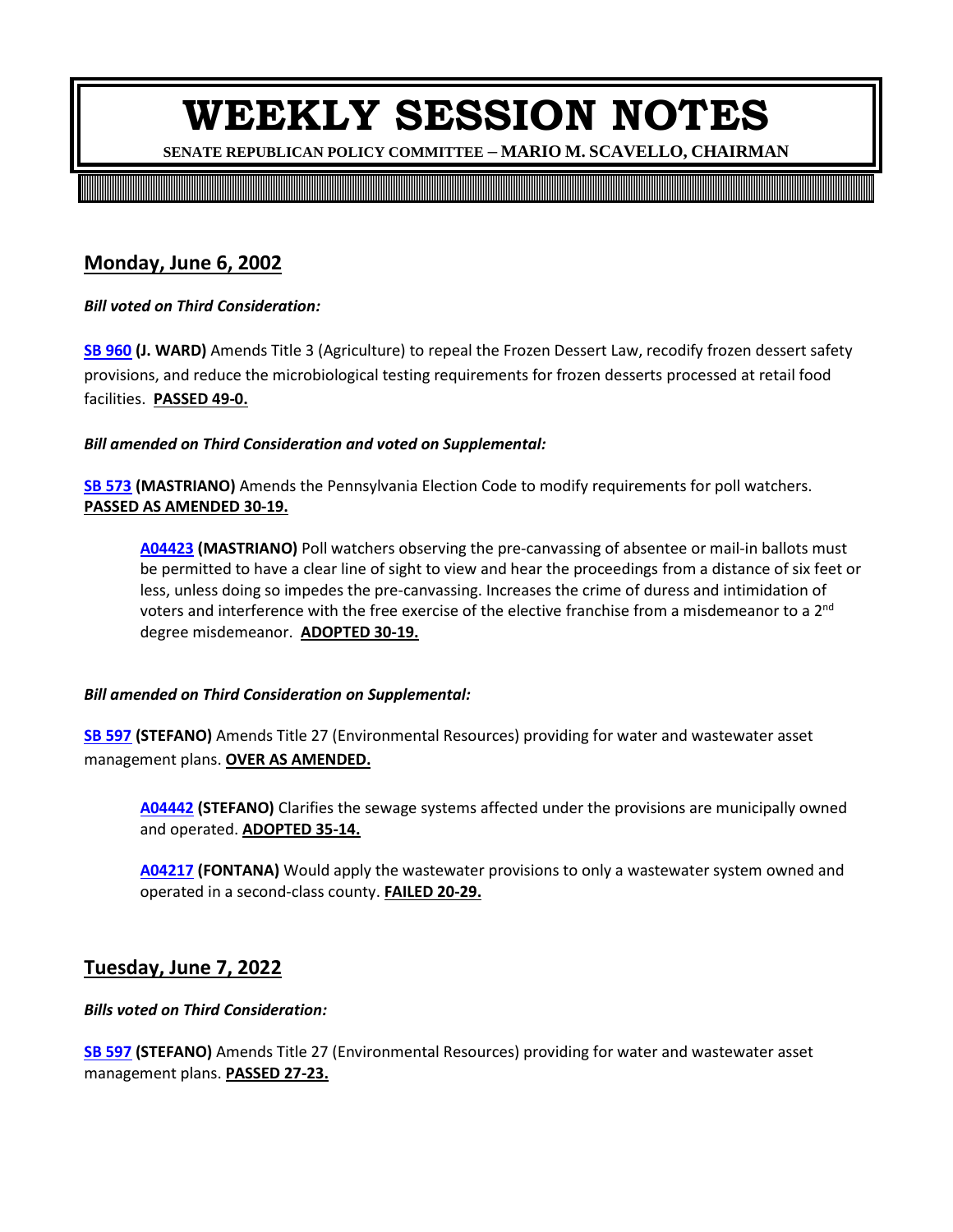# WEEKLY SESSION NOTES

**SENATE REPUBLICAN POLICY COMMITTEE – MARIO M. SCAVELLO, CHAIRMAN**

## Monday, June 6, 2002

***Bill voted on Third Consideration:***

**SB 960 (J. WARD)** Amends Title 3 (Agriculture) to repeal the Frozen Dessert Law, recodify frozen dessert safety provisions, and reduce the microbiological testing requirements for frozen desserts processed at retail food facilities. **PASSED 49-0.**

***Bill amended on Third Consideration and voted on Supplemental:***

**SB 573 (MASTRIANO)** Amends the Pennsylvania Election Code to modify requirements for poll watchers. **PASSED AS AMENDED 30-19.**

> **A04423 (MASTRIANO)** Poll watchers observing the pre-canvassing of absentee or mail-in ballots must be permitted to have a clear line of sight to view and hear the proceedings from a distance of six feet or less, unless doing so impedes the pre-canvassing. Increases the crime of duress and intimidation of voters and interference with the free exercise of the elective franchise from a misdemeanor to a 2nd degree misdemeanor. **ADOPTED 30-19.**

***Bill amended on Third Consideration on Supplemental:***

**SB 597 (STEFANO)** Amends Title 27 (Environmental Resources) providing for water and wastewater asset management plans. **OVER AS AMENDED.**

> **A04442 (STEFANO)** Clarifies the sewage systems affected under the provisions are municipally owned and operated. **ADOPTED 35-14.**
>
> **A04217 (FONTANA)** Would apply the wastewater provisions to only a wastewater system owned and operated in a second-class county. **FAILED 20-29.**

## Tuesday, June 7, 2022

***Bills voted on Third Consideration:***

**SB 597 (STEFANO)** Amends Title 27 (Environmental Resources) providing for water and wastewater asset management plans. **PASSED 27-23.**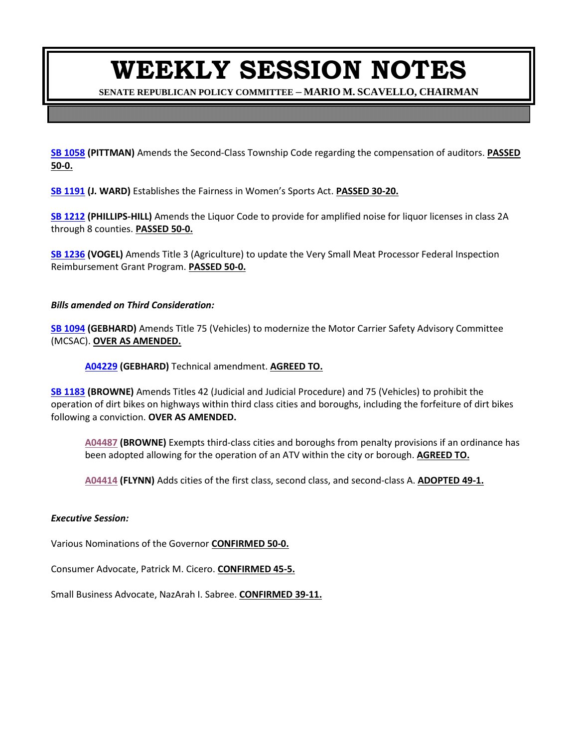# WEEKLY SESSION NOTES

**SENATE REPUBLICAN POLICY COMMITTEE – MARIO M. SCAVELLO, CHAIRMAN**

**SB 1058 (PITTMAN)** Amends the Second-Class Township Code regarding the compensation of auditors. **PASSED 50-0.**

**SB 1191 (J. WARD)** Establishes the Fairness in Women's Sports Act. **PASSED 30-20.**

**SB 1212 (PHILLIPS-HILL)** Amends the Liquor Code to provide for amplified noise for liquor licenses in class 2A through 8 counties. **PASSED 50-0.**

**SB 1236 (VOGEL)** Amends Title 3 (Agriculture) to update the Very Small Meat Processor Federal Inspection Reimbursement Grant Program. **PASSED 50-0.**

***Bills amended on Third Consideration:***

**SB 1094 (GEBHARD)** Amends Title 75 (Vehicles) to modernize the Motor Carrier Safety Advisory Committee (MCSAC). **OVER AS AMENDED.**

> **A04229 (GEBHARD)** Technical amendment. **AGREED TO.**

**SB 1183 (BROWNE)** Amends Titles 42 (Judicial and Judicial Procedure) and 75 (Vehicles) to prohibit the operation of dirt bikes on highways within third class cities and boroughs, including the forfeiture of dirt bikes following a conviction. **OVER AS AMENDED.**

> **A04487 (BROWNE)** Exempts third-class cities and boroughs from penalty provisions if an ordinance has been adopted allowing for the operation of an ATV within the city or borough. **AGREED TO.**
>
> **A04414 (FLYNN)** Adds cities of the first class, second class, and second-class A. **ADOPTED 49-1.**

***Executive Session:***

Various Nominations of the Governor **CONFIRMED 50-0.**

Consumer Advocate, Patrick M. Cicero. **CONFIRMED 45-5.**

Small Business Advocate, NazArah I. Sabree. **CONFIRMED 39-11.**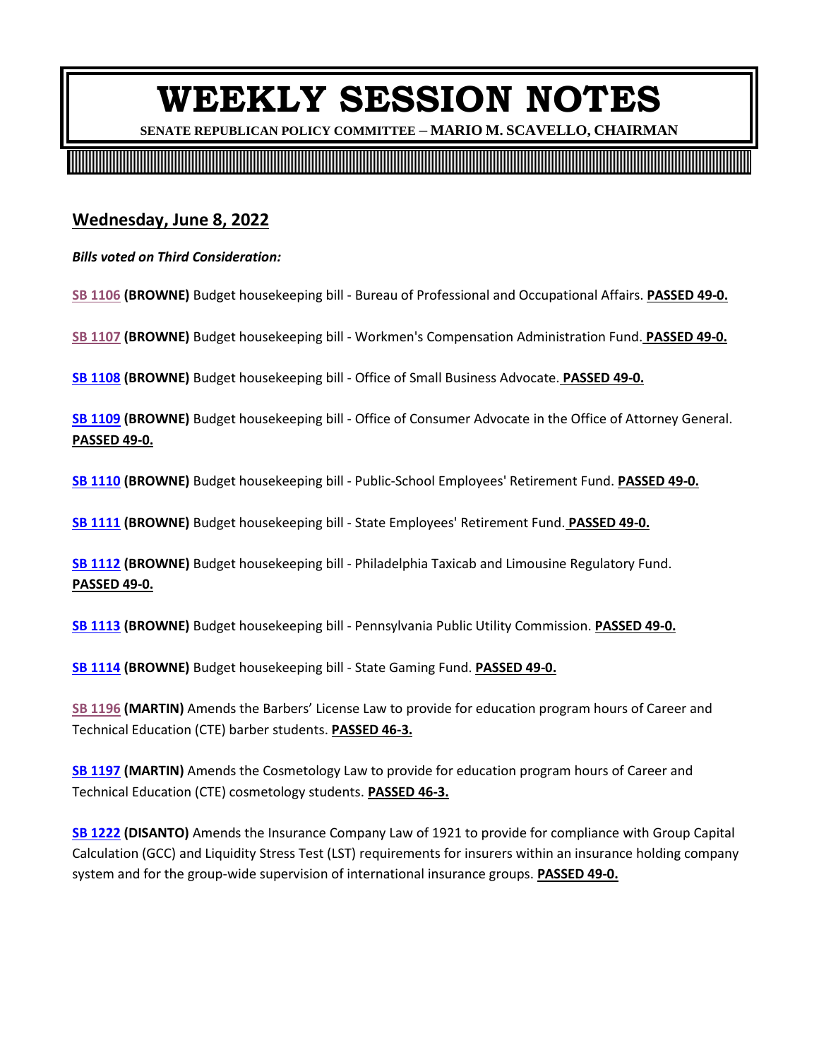# WEEKLY SESSION NOTES

**SENATE REPUBLICAN POLICY COMMITTEE – MARIO M. SCAVELLO, CHAIRMAN**

## Wednesday, June 8, 2022

***Bills voted on Third Consideration:***

**SB 1106 (BROWNE)** Budget housekeeping bill - Bureau of Professional and Occupational Affairs. **PASSED 49-0.**

**SB 1107 (BROWNE)** Budget housekeeping bill - Workmen's Compensation Administration Fund. **PASSED 49-0.**

**SB 1108 (BROWNE)** Budget housekeeping bill - Office of Small Business Advocate. **PASSED 49-0.**

**SB 1109 (BROWNE)** Budget housekeeping bill - Office of Consumer Advocate in the Office of Attorney General. **PASSED 49-0.**

**SB 1110 (BROWNE)** Budget housekeeping bill - Public-School Employees' Retirement Fund. **PASSED 49-0.**

**SB 1111 (BROWNE)** Budget housekeeping bill - State Employees' Retirement Fund. **PASSED 49-0.**

**SB 1112 (BROWNE)** Budget housekeeping bill - Philadelphia Taxicab and Limousine Regulatory Fund. **PASSED 49-0.**

**SB 1113 (BROWNE)** Budget housekeeping bill - Pennsylvania Public Utility Commission. **PASSED 49-0.**

**SB 1114 (BROWNE)** Budget housekeeping bill - State Gaming Fund. **PASSED 49-0.**

**SB 1196 (MARTIN)** Amends the Barbers' License Law to provide for education program hours of Career and Technical Education (CTE) barber students. **PASSED 46-3.**

**SB 1197 (MARTIN)** Amends the Cosmetology Law to provide for education program hours of Career and Technical Education (CTE) cosmetology students. **PASSED 46-3.**

**SB 1222 (DISANTO)** Amends the Insurance Company Law of 1921 to provide for compliance with Group Capital Calculation (GCC) and Liquidity Stress Test (LST) requirements for insurers within an insurance holding company system and for the group-wide supervision of international insurance groups. **PASSED 49-0.**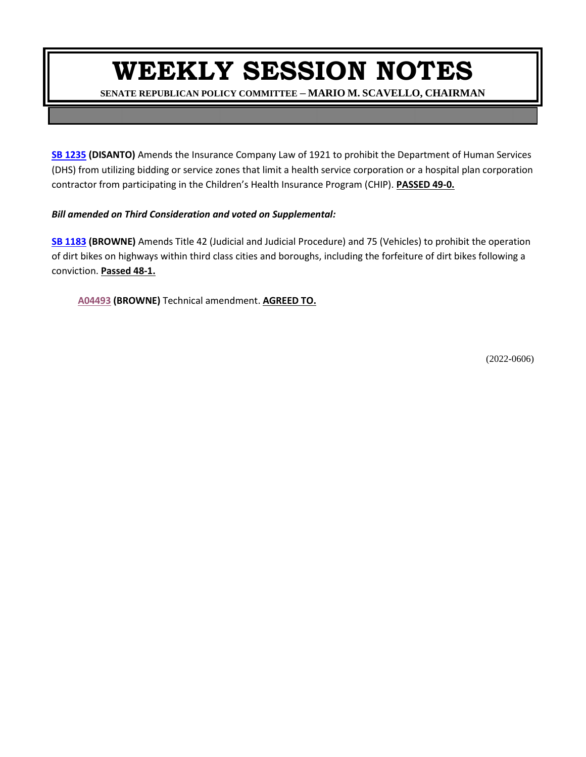**SB 1235 (DISANTO)** Amends the Insurance Company Law of 1921 to prohibit the Department of Human Services (DHS) from utilizing bidding or service zones that limit a health service corporation or a hospital plan corporation contractor from participating in the Children's Health Insurance Program (CHIP). **PASSED 49-0.**

***Bill amended on Third Consideration and voted on Supplemental:***

**SB 1183 (BROWNE)** Amends Title 42 (Judicial and Judicial Procedure) and 75 (Vehicles) to prohibit the operation of dirt bikes on highways within third class cities and boroughs, including the forfeiture of dirt bikes following a conviction. **Passed 48-1.**

> **A04493 (BROWNE)** Technical amendment. **AGREED TO.**

(2022-0606)